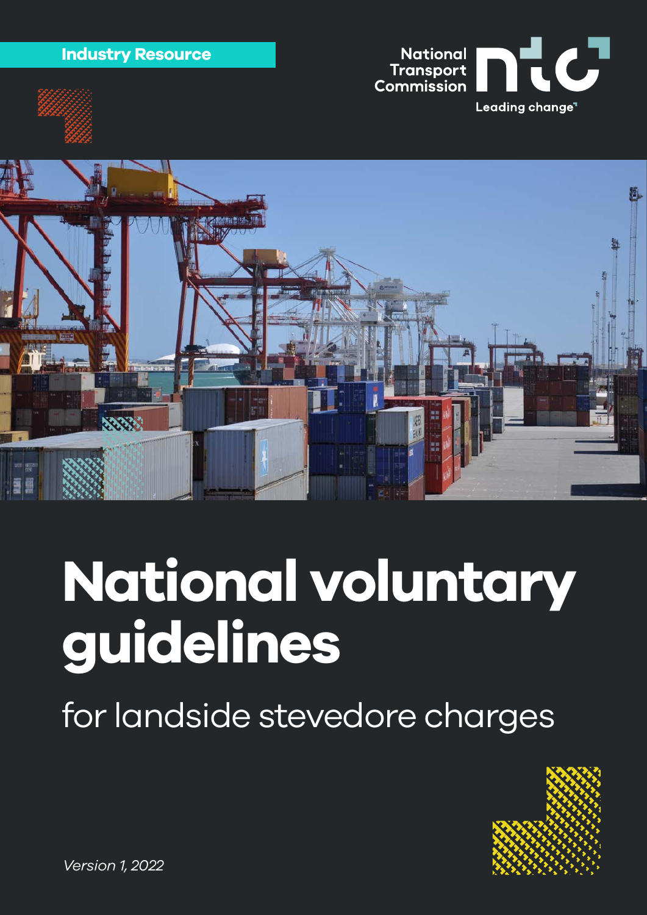Industry Resource

National Transport Commission

Leading change

# National voluntary guidelines

## for landside stevedore charges

*Version 1, 2022*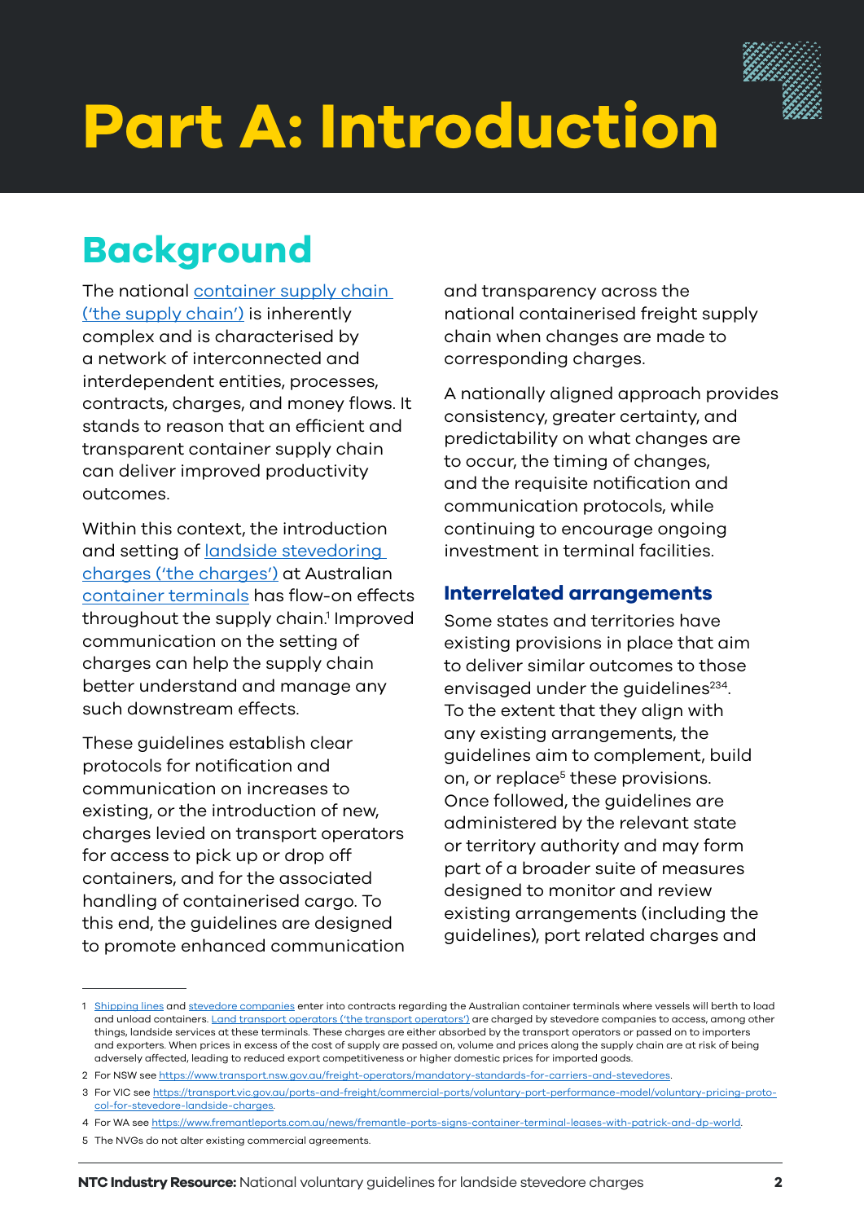# Part A: Introduction

## Background

The national container supply chain ('the supply chain') is inherently complex and is characterised by a network of interconnected and interdependent entities, processes, contracts, charges, and money flows. It stands to reason that an efficient and transparent container supply chain can deliver improved productivity outcomes.

Within this context, the introduction and setting of landside stevedoring charges ('the charges') at Australian container terminals has flow-on effects throughout the supply chain.[1] Improved communication on the setting of charges can help the supply chain better understand and manage any such downstream effects.

These guidelines establish clear protocols for notification and communication on increases to existing, or the introduction of new, charges levied on transport operators for access to pick up or drop off containers, and for the associated handling of containerised cargo. To this end, the guidelines are designed to promote enhanced communication and transparency across the national containerised freight supply chain when changes are made to corresponding charges.

A nationally aligned approach provides consistency, greater certainty, and predictability on what changes are to occur, the timing of changes, and the requisite notification and communication protocols, while continuing to encourage ongoing investment in terminal facilities.

### Interrelated arrangements

Some states and territories have existing provisions in place that aim to deliver similar outcomes to those envisaged under the guidelines[2][3][4]. To the extent that they align with any existing arrangements, the guidelines aim to complement, build on, or replace[5] these provisions. Once followed, the guidelines are administered by the relevant state or territory authority and may form part of a broader suite of measures designed to monitor and review existing arrangements (including the guidelines), port related charges and

---

1 Shipping lines and stevedore companies enter into contracts regarding the Australian container terminals where vessels will berth to load and unload containers. Land transport operators ('the transport operators') are charged by stevedore companies to access, among other things, landside services at these terminals. These charges are either absorbed by the transport operators or passed on to importers and exporters. When prices in excess of the cost of supply are passed on, volume and prices along the supply chain are at risk of being adversely affected, leading to reduced export competitiveness or higher domestic prices for imported goods.

2 For NSW see https://www.transport.nsw.gov.au/freight-operators/mandatory-standards-for-carriers-and-stevedores.

3 For VIC see https://transport.vic.gov.au/ports-and-freight/commercial-ports/voluntary-port-performance-model/voluntary-pricing-protocol-for-stevedore-landside-charges.

4 For WA see https://www.fremantleports.com.au/news/fremantle-ports-signs-container-terminal-leases-with-patrick-and-dp-world.

5 The NVGs do not alter existing commercial agreements.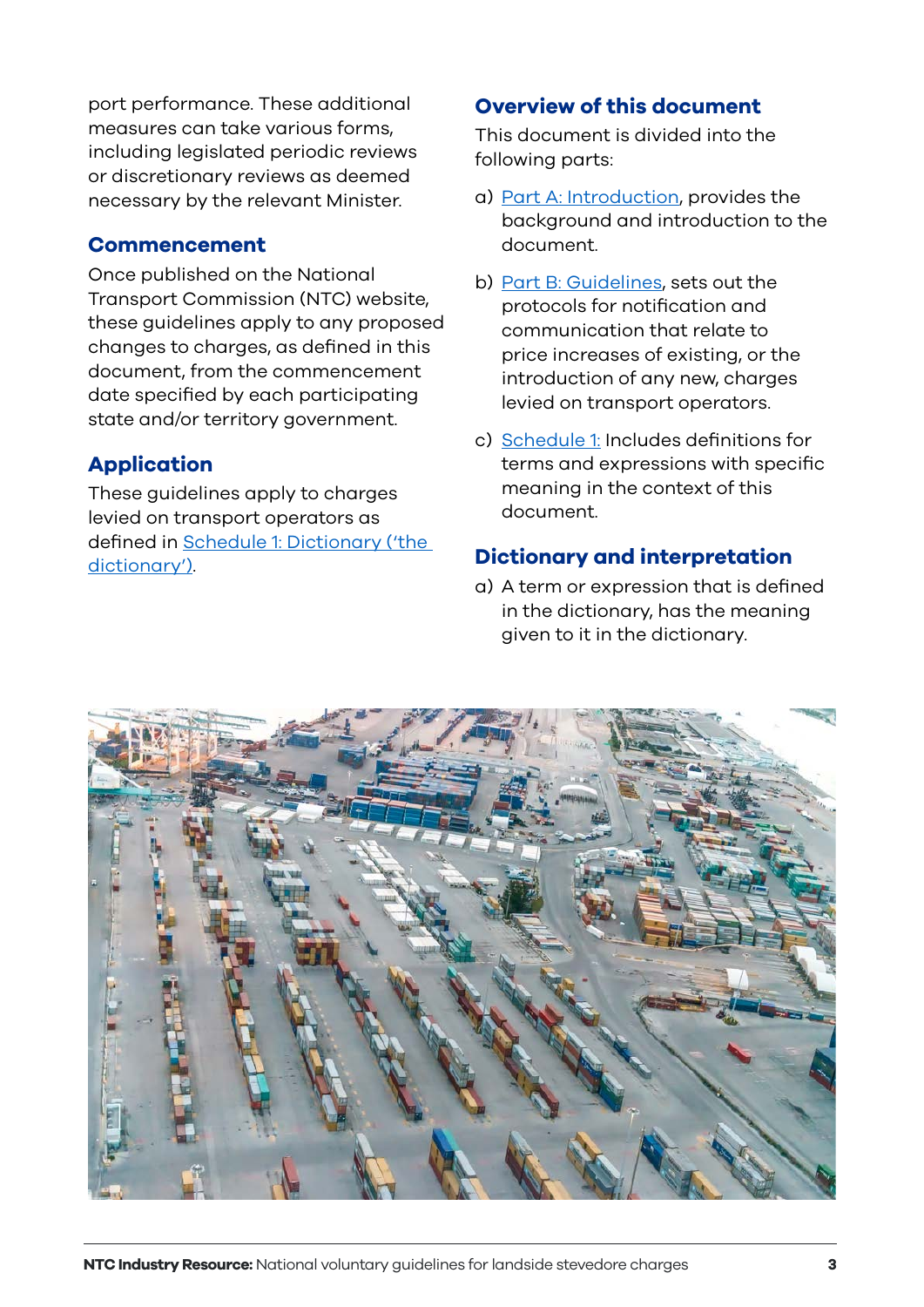port performance. These additional measures can take various forms, including legislated periodic reviews or discretionary reviews as deemed necessary by the relevant Minister.

## Commencement

Once published on the National Transport Commission (NTC) website, these guidelines apply to any proposed changes to charges, as defined in this document, from the commencement date specified by each participating state and/or territory government.

## Application

These guidelines apply to charges levied on transport operators as defined in Schedule 1: Dictionary ('the dictionary').

## Overview of this document

This document is divided into the following parts:

a) Part A: Introduction, provides the background and introduction to the document.

b) Part B: Guidelines, sets out the protocols for notification and communication that relate to price increases of existing, or the introduction of any new, charges levied on transport operators.

c) Schedule 1: Includes definitions for terms and expressions with specific meaning in the context of this document.

## Dictionary and interpretation

a) A term or expression that is defined in the dictionary, has the meaning given to it in the dictionary.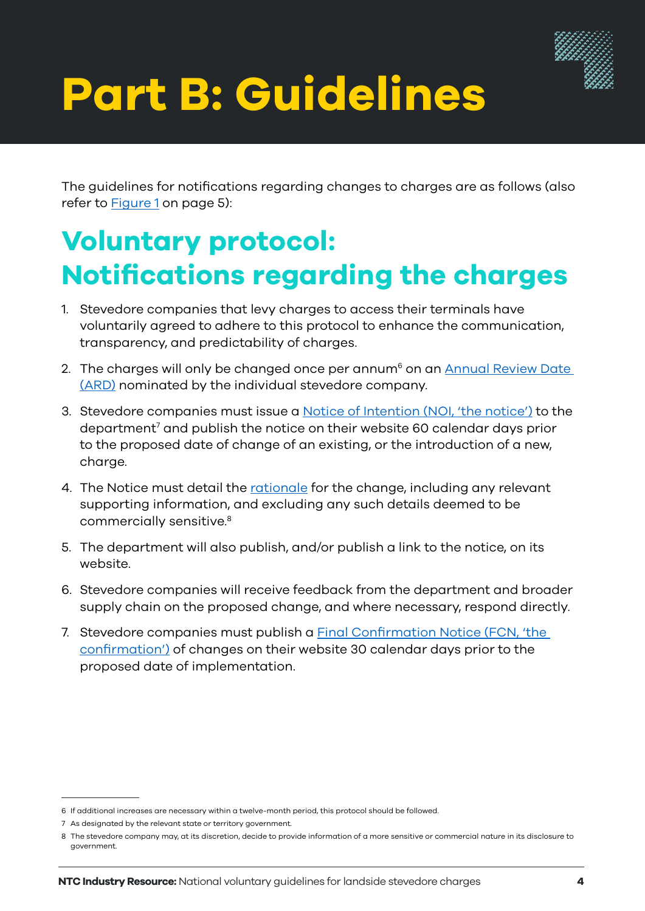# Part B: Guidelines

The guidelines for notifications regarding changes to charges are as follows (also refer to Figure 1 on page 5):

## Voluntary protocol: Notifications regarding the charges

1. Stevedore companies that levy charges to access their terminals have voluntarily agreed to adhere to this protocol to enhance the communication, transparency, and predictability of charges.
2. The charges will only be changed once per annum[6] on an Annual Review Date (ARD) nominated by the individual stevedore company.
3. Stevedore companies must issue a Notice of Intention (NOI, 'the notice') to the department[7] and publish the notice on their website 60 calendar days prior to the proposed date of change of an existing, or the introduction of a new, charge.
4. The Notice must detail the rationale for the change, including any relevant supporting information, and excluding any such details deemed to be commercially sensitive.[8]
5. The department will also publish, and/or publish a link to the notice, on its website.
6. Stevedore companies will receive feedback from the department and broader supply chain on the proposed change, and where necessary, respond directly.
7. Stevedore companies must publish a Final Confirmation Notice (FCN, 'the confirmation') of changes on their website 30 calendar days prior to the proposed date of implementation.

---

6 If additional increases are necessary within a twelve-month period, this protocol should be followed.

7 As designated by the relevant state or territory government.

8 The stevedore company may, at its discretion, decide to provide information of a more sensitive or commercial nature in its disclosure to government.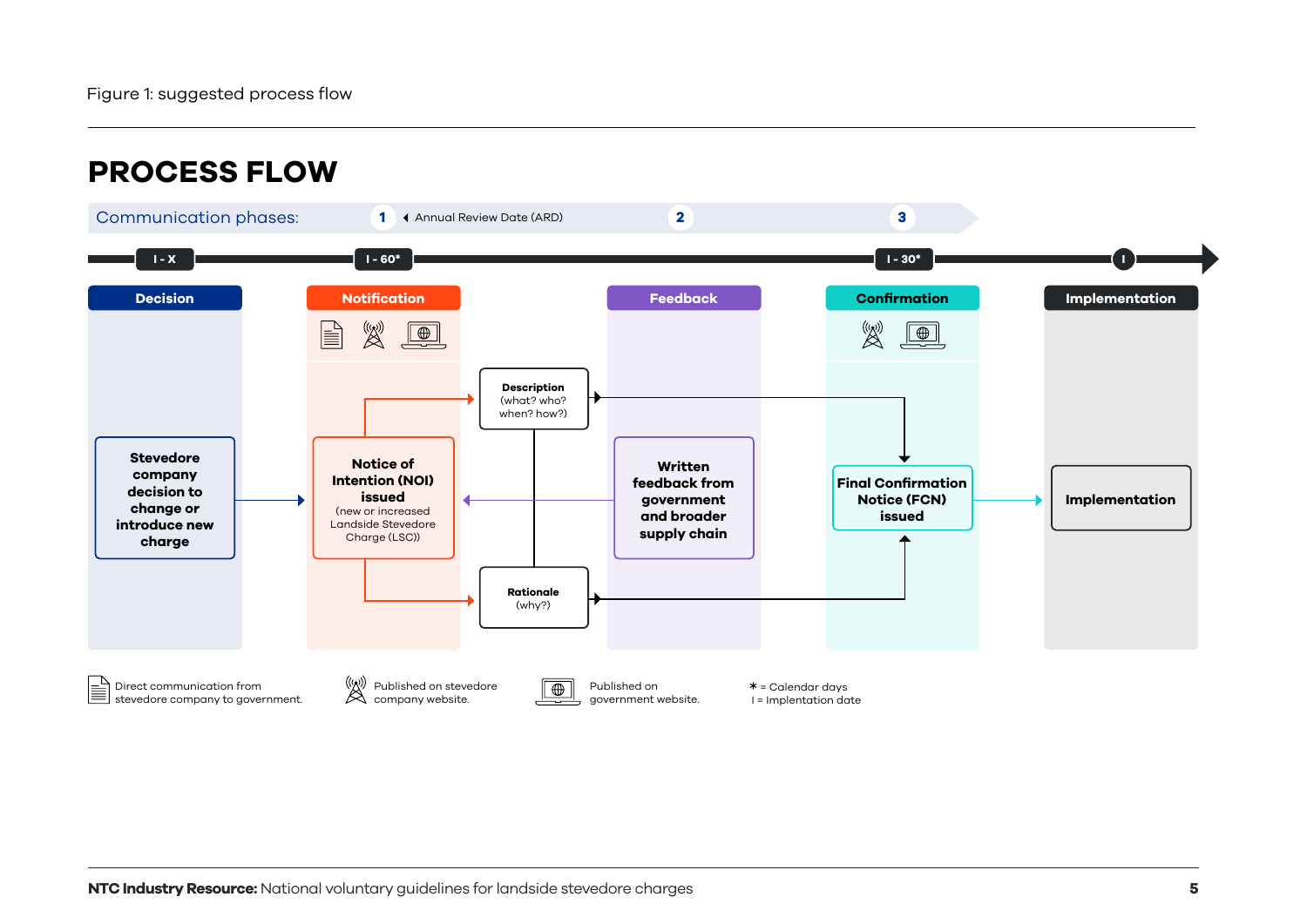Figure 1: suggested process flow

# PROCESS FLOW

Communication phases: 1 ◂ Annual Review Date (ARD) 2 3

I - X | I - 60* | I - 30* | I

**Decision**

Stevedore company decision to change or introduce new charge

**Notification**

Notice of Intention (NOI) issued (new or increased Landside Stevedore Charge (LSC))

Description (what? who? when? how?)

Rationale (why?)

**Feedback**

Written feedback from government and broader supply chain

**Confirmation**

Final Confirmation Notice (FCN) issued

**Implementation**

Implementation

Direct communication from stevedore company to government.

Published on stevedore company website.

Published on government website.

* = Calendar days
I = Implentation date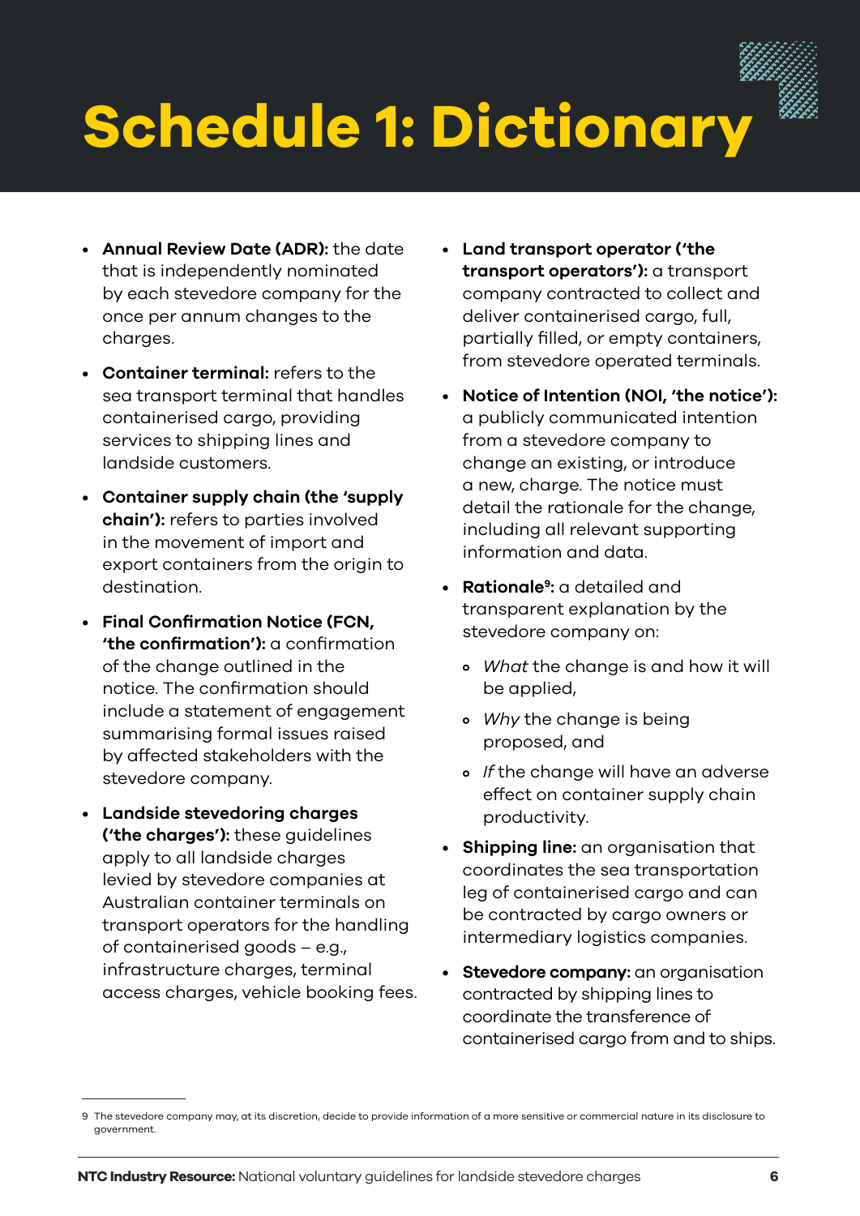# Schedule 1: Dictionary

- **Annual Review Date (ADR):** the date that is independently nominated by each stevedore company for the once per annum changes to the charges.
- **Container terminal:** refers to the sea transport terminal that handles containerised cargo, providing services to shipping lines and landside customers.
- **Container supply chain (the 'supply chain'):** refers to parties involved in the movement of import and export containers from the origin to destination.
- **Final Confirmation Notice (FCN, 'the confirmation'):** a confirmation of the change outlined in the notice. The confirmation should include a statement of engagement summarising formal issues raised by affected stakeholders with the stevedore company.
- **Landside stevedoring charges ('the charges'):** these guidelines apply to all landside charges levied by stevedore companies at Australian container terminals on transport operators for the handling of containerised goods – e.g., infrastructure charges, terminal access charges, vehicle booking fees.
- **Land transport operator ('the transport operators'):** a transport company contracted to collect and deliver containerised cargo, full, partially filled, or empty containers, from stevedore operated terminals.
- **Notice of Intention (NOI, 'the notice'):** a publicly communicated intention from a stevedore company to change an existing, or introduce a new, charge. The notice must detail the rationale for the change, including all relevant supporting information and data.
- **Rationale[9]:** a detailed and transparent explanation by the stevedore company on:
  - *What* the change is and how it will be applied,
  - *Why* the change is being proposed, and
  - *If* the change will have an adverse effect on container supply chain productivity.
- **Shipping line:** an organisation that coordinates the sea transportation leg of containerised cargo and can be contracted by cargo owners or intermediary logistics companies.
- **Stevedore company:** an organisation contracted by shipping lines to coordinate the transference of containerised cargo from and to ships.

---

9 The stevedore company may, at its discretion, decide to provide information of a more sensitive or commercial nature in its disclosure to government.